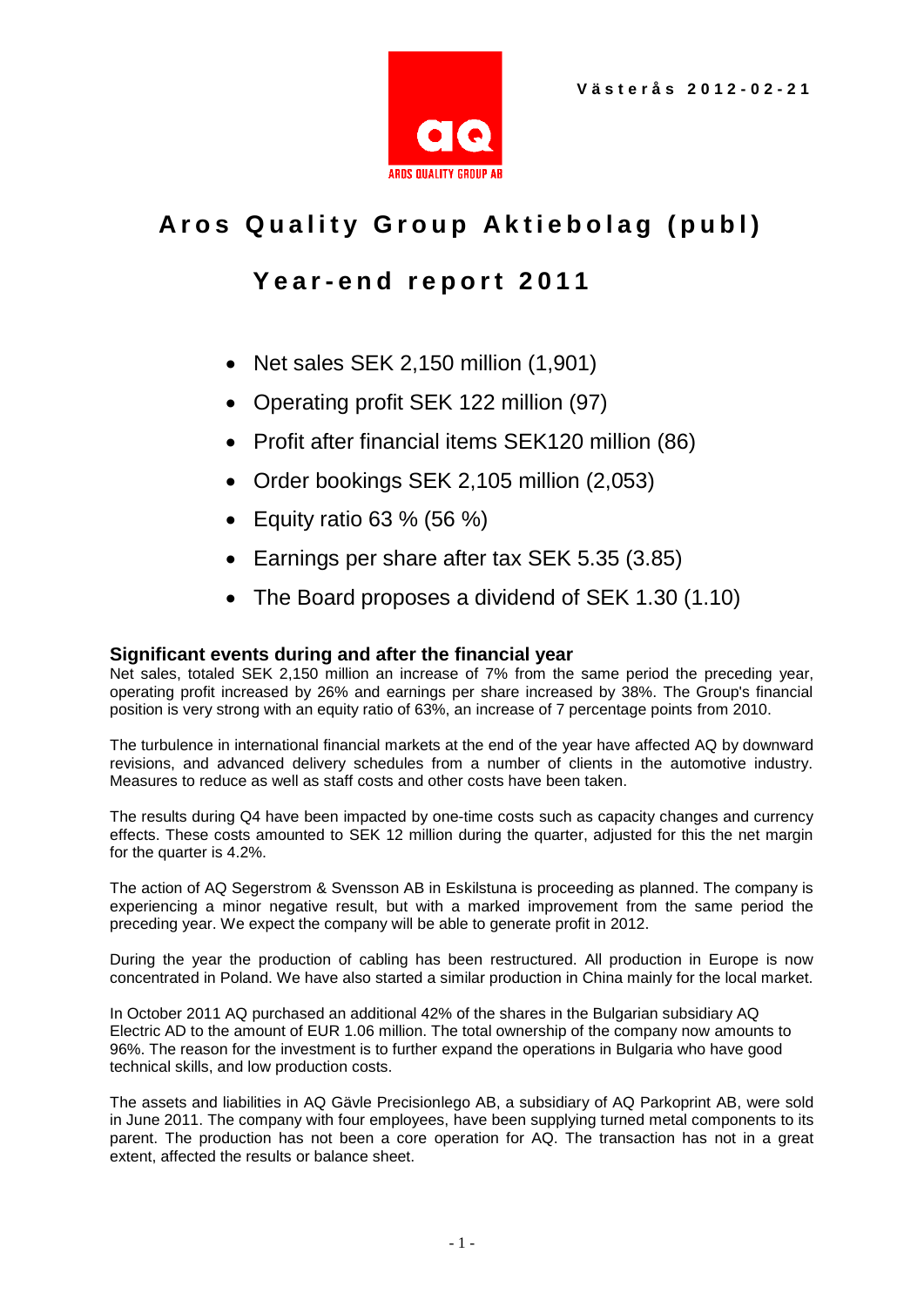Västerås 2012-02-21

# Aros Quality Group Aktiebolag (publ)

## Year-end report 2011

- Net sales SEK 2,150 million (1,901)
- Operating profit SEK 122 million (97)
- Profit after financial items SEK120 million (86)
- Order bookings SEK 2,105 million (2,053)
- Equity ratio 63 % (56 %)
- Earnings per share after tax SEK 5.35 (3.85)
- The Board proposes a dividend of SEK 1.30 (1.10)

### Significant events during and after the financial year

Net sales, totaled SEK 2,150 million an increase of 7% from the same period the preceding year, operating profit increased by 26% and earnings per share increased by 38%. The Group's financial position is very strong with an equity ratio of 63%, an increase of 7 percentage points from 2010.

The turbulence in international financial markets at the end of the year have affected AQ by downward revisions, and advanced delivery schedules from a number of clients in the automotive industry. Measures to reduce as well as staff costs and other costs have been taken.

The results during Q4 have been impacted by one-time costs such as capacity changes and currency effects. These costs amounted to SEK 12 million during the quarter, adjusted for this the net margin for the quarter is 4.2%.

The action of AQ Segerstrom & Svensson AB in Eskilstuna is proceeding as planned. The company is experiencing a minor negative result, but with a marked improvement from the same period the preceding year. We expect the company will be able to generate profit in 2012.

During the year the production of cabling has been restructured. All production in Europe is now concentrated in Poland. We have also started a similar production in China mainly for the local market.

In October 2011 AQ purchased an additional 42% of the shares in the Bulgarian subsidiary AQ Electric AD to the amount of EUR 1.06 million. The total ownership of the company now amounts to 96%. The reason for the investment is to further expand the operations in Bulgaria who have good technical skills, and low production costs.

The assets and liabilities in AQ Gävle Precisionlego AB, a subsidiary of AQ Parkoprint AB, were sold in June 2011. The company with four employees, have been supplying turned metal components to its parent. The production has not been a core operation for AQ. The transaction has not in a great extent, affected the results or balance sheet.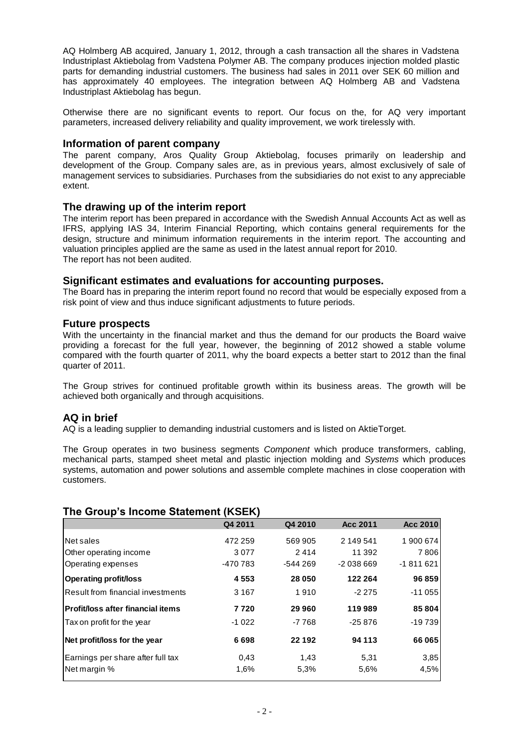AQ Holmberg AB acquired, January 1, 2012, through a cash transaction all the shares in Vadstena Industriplast Aktiebolag from Vadstena Polymer AB. The company produces injection molded plastic parts for demanding industrial customers. The business had sales in 2011 over SEK 60 million and has approximately 40 employees. The integration between AQ Holmberg AB and Vadstena Industriplast Aktiebolag has begun.

Otherwise there are no significant events to report. Our focus on the, for AQ very important parameters, increased delivery reliability and quality improvement, we work tirelessly with.

## Information of parent company

The parent company, Aros Quality Group Aktiebolag, focuses primarily on leadership and development of the Group. Company sales are, as in previous years, almost exclusively of sale of management services to subsidiaries. Purchases from the subsidiaries do not exist to any appreciable extent.

## The drawing up of the interim report

The interim report has been prepared in accordance with the Swedish Annual Accounts Act as well as IFRS, applying IAS 34, Interim Financial Reporting, which contains general requirements for the design, structure and minimum information requirements in the interim report. The accounting and valuation principles applied are the same as used in the latest annual report for 2010.
The report has not been audited.

## Significant estimates and evaluations for accounting purposes.

The Board has in preparing the interim report found no record that would be especially exposed from a risk point of view and thus induce significant adjustments to future periods.

## Future prospects

With the uncertainty in the financial market and thus the demand for our products the Board waive providing a forecast for the full year, however, the beginning of 2012 showed a stable volume compared with the fourth quarter of 2011, why the board expects a better start to 2012 than the final quarter of 2011.

The Group strives for continued profitable growth within its business areas. The growth will be achieved both organically and through acquisitions.

## AQ in brief

AQ is a leading supplier to demanding industrial customers and is listed on AktieTorget.

The Group operates in two business segments *Component* which produce transformers, cabling, mechanical parts, stamped sheet metal and plastic injection molding and *Systems* which produces systems, automation and power solutions and assemble complete machines in close cooperation with customers.

## The Group's Income Statement (KSEK)

| | Q4 2011 | Q4 2010 | Acc 2011 | Acc 2010 |
|---|---|---|---|---|
| Net sales | 472 259 | 569 905 | 2 149 541 | 1 900 674 |
| Other operating income | 3 077 | 2 414 | 11 392 | 7 806 |
| Operating expenses | -470 783 | -544 269 | -2 038 669 | -1 811 621 |
| **Operating profit/loss** | **4 553** | **28 050** | **122 264** | **96 859** |
| Result from financial investments | 3 167 | 1 910 | -2 275 | -11 055 |
| **Profit/loss after financial items** | **7 720** | **29 960** | **119 989** | **85 804** |
| Tax on profit for the year | -1 022 | -7 768 | -25 876 | -19 739 |
| **Net profit/loss for the year** | **6 698** | **22 192** | **94 113** | **66 065** |
| Earnings per share after full tax | 0,43 | 1,43 | 5,31 | 3,85 |
| Net margin % | 1,6% | 5,3% | 5,6% | 4,5% |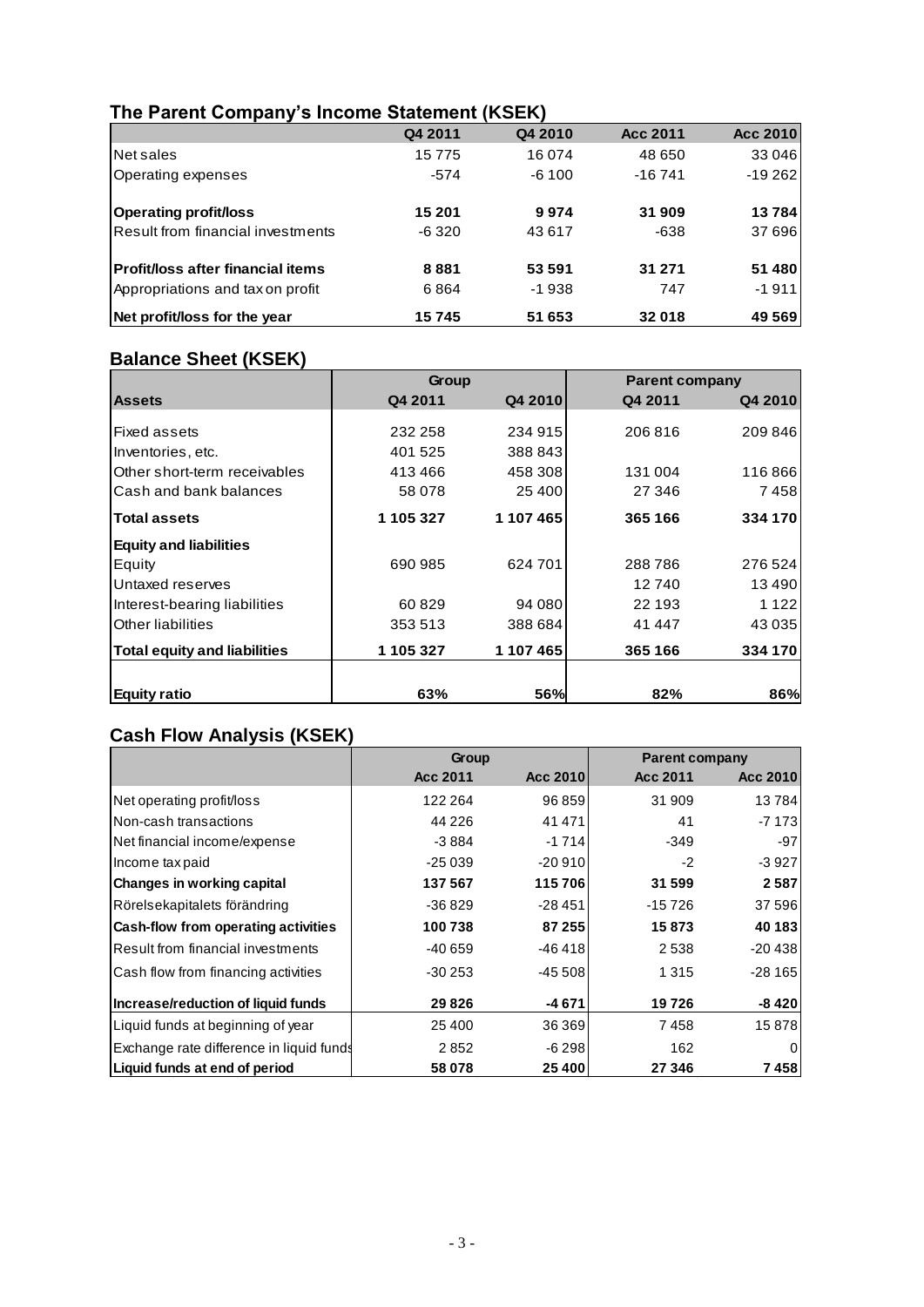## The Parent Company's Income Statement (KSEK)

| | Q4 2011 | Q4 2010 | Acc 2011 | Acc 2010 |
|---|---|---|---|---|
| Net sales | 15 775 | 16 074 | 48 650 | 33 046 |
| Operating expenses | -574 | -6 100 | -16 741 | -19 262 |
| **Operating profit/loss** | **15 201** | **9 974** | **31 909** | **13 784** |
| Result from financial investments | -6 320 | 43 617 | -638 | 37 696 |
| **Profit/loss after financial items** | **8 881** | **53 591** | **31 271** | **51 480** |
| Appropriations and tax on profit | 6 864 | -1 938 | 747 | -1 911 |
| **Net profit/loss for the year** | **15 745** | **51 653** | **32 018** | **49 569** |

## Balance Sheet (KSEK)

| | Group | | Parent company | |
|---|---|---|---|---|
| **Assets** | **Q4 2011** | **Q4 2010** | **Q4 2011** | **Q4 2010** |
| Fixed assets | 232 258 | 234 915 | 206 816 | 209 846 |
| Inventories, etc. | 401 525 | 388 843 | | |
| Other short-term receivables | 413 466 | 458 308 | 131 004 | 116 866 |
| Cash and bank balances | 58 078 | 25 400 | 27 346 | 7 458 |
| **Total assets** | **1 105 327** | **1 107 465** | **365 166** | **334 170** |
| **Equity and liabilities** | | | | |
| Equity | 690 985 | 624 701 | 288 786 | 276 524 |
| Untaxed reserves | | | 12 740 | 13 490 |
| Interest-bearing liabilities | 60 829 | 94 080 | 22 193 | 1 122 |
| Other liabilities | 353 513 | 388 684 | 41 447 | 43 035 |
| **Total equity and liabilities** | **1 105 327** | **1 107 465** | **365 166** | **334 170** |
| **Equity ratio** | **63%** | **56%** | **82%** | **86%** |

## Cash Flow Analysis (KSEK)

| | Group | | Parent company | |
|---|---|---|---|---|
| | **Acc 2011** | **Acc 2010** | **Acc 2011** | **Acc 2010** |
| Net operating profit/loss | 122 264 | 96 859 | 31 909 | 13 784 |
| Non-cash transactions | 44 226 | 41 471 | 41 | -7 173 |
| Net financial income/expense | -3 884 | -1 714 | -349 | -97 |
| Income tax paid | -25 039 | -20 910 | -2 | -3 927 |
| **Changes in working capital** | **137 567** | **115 706** | **31 599** | **2 587** |
| Rörelsekapitalets förändring | -36 829 | -28 451 | -15 726 | 37 596 |
| **Cash-flow from operating activities** | **100 738** | **87 255** | **15 873** | **40 183** |
| Result from financial investments | -40 659 | -46 418 | 2 538 | -20 438 |
| Cash flow from financing activities | -30 253 | -45 508 | 1 315 | -28 165 |
| **Increase/reduction of liquid funds** | **29 826** | **-4 671** | **19 726** | **-8 420** |
| Liquid funds at beginning of year | 25 400 | 36 369 | 7 458 | 15 878 |
| Exchange rate difference in liquid funds | 2 852 | -6 298 | 162 | 0 |
| **Liquid funds at end of period** | **58 078** | **25 400** | **27 346** | **7 458** |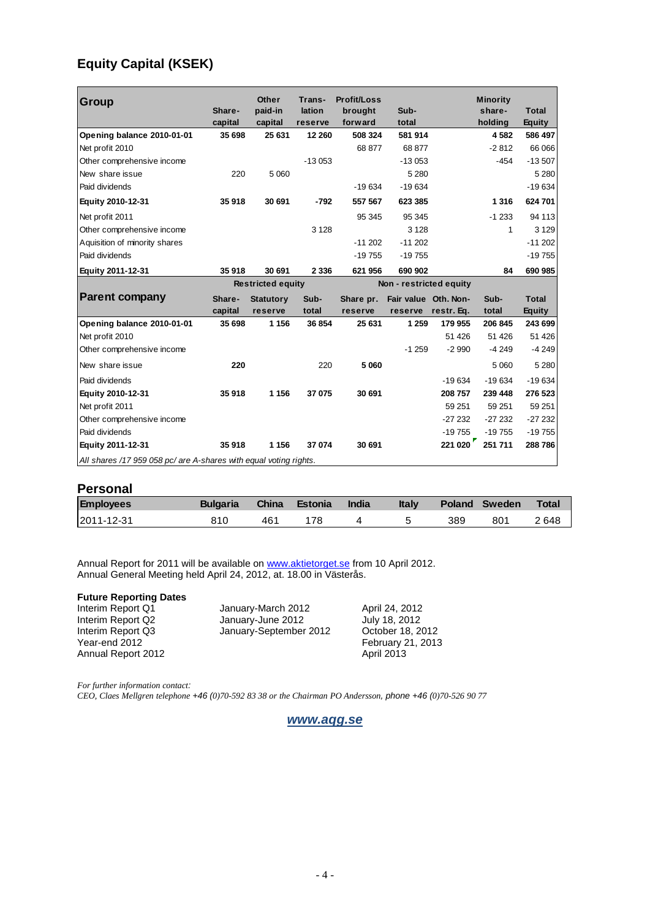# Equity Capital (KSEK)

| Group | Share-capital | Other paid-in capital | Trans-lation reserve | Profit/Loss brought forward | Sub-total | Minority share-holding | Total Equity |
|---|---|---|---|---|---|---|---|
| **Opening balance 2010-01-01** | **35 698** | **25 631** | **12 260** | **508 324** | **581 914** | **4 582** | **586 497** |
| Net profit 2010 | | | | 68 877 | 68 877 | -2 812 | 66 066 |
| Other comprehensive income | | | -13 053 | | -13 053 | -454 | -13 507 |
| New share issue | 220 | 5 060 | | | 5 280 | | 5 280 |
| Paid dividends | | | | -19 634 | -19 634 | | -19 634 |
| **Equity 2010-12-31** | **35 918** | **30 691** | **-792** | **557 567** | **623 385** | **1 316** | **624 701** |
| Net profit 2011 | | | | 95 345 | 95 345 | -1 233 | 94 113 |
| Other comprehensive income | | | 3 128 | | 3 128 | 1 | 3 129 |
| Aquisition of minority shares | | | | -11 202 | -11 202 | | -11 202 |
| Paid dividends | | | | -19 755 | -19 755 | | -19 755 |
| **Equity 2011-12-31** | **35 918** | **30 691** | **2 336** | **621 956** | **690 902** | **84** | **690 985** |

| Parent company | Restricted equity | | | Non - restricted equity | | | | |
|---|---|---|---|---|---|---|---|---|
| | Share-capital | Statutory reserve | Sub-total | Share pr. reserve | Fair value reserve | Oth. Non-restr. Eq. | Sub-total | Total Equity |
| **Opening balance 2010-01-01** | **35 698** | **1 156** | **36 854** | **25 631** | **1 259** | **179 955** | **206 845** | **243 699** |
| Net profit 2010 | | | | | | 51 426 | 51 426 | 51 426 |
| Other comprehensive income | | | | | -1 259 | -2 990 | -4 249 | -4 249 |
| New share issue | **220** | | 220 | **5 060** | | | 5 060 | 5 280 |
| Paid dividends | | | | | | -19 634 | -19 634 | -19 634 |
| **Equity 2010-12-31** | **35 918** | **1 156** | **37 075** | **30 691** | | **208 757** | **239 448** | **276 523** |
| Net profit 2011 | | | | | | 59 251 | 59 251 | 59 251 |
| Other comprehensive income | | | | | | -27 232 | -27 232 | -27 232 |
| Paid dividends | | | | | | -19 755 | -19 755 | -19 755 |
| **Equity 2011-12-31** | **35 918** | **1 156** | **37 074** | **30 691** | | **221 020** | **251 711** | **288 786** |

*All shares /17 959 058 pc/ are A-shares with equal voting rights.*

## Personal

| Employees | Bulgaria | China | Estonia | India | Italy | Poland | Sweden | Total |
|---|---|---|---|---|---|---|---|---|
| 2011-12-31 | 810 | 461 | 178 | 4 | 5 | 389 | 801 | 2 648 |

Annual Report for 2011 will be available on www.aktietorget.se from 10 April 2012.
Annual General Meeting held April 24, 2012, at. 18.00 in Västerås.

**Future Reporting Dates**

| | | |
|---|---|---|
| Interim Report Q1 | January-March 2012 | April 24, 2012 |
| Interim Report Q2 | January-June 2012 | July 18, 2012 |
| Interim Report Q3 | January-September 2012 | October 18, 2012 |
| Year-end 2012 | | February 21, 2013 |
| Annual Report 2012 | | April 2013 |

*For further information contact:*
*CEO, Claes Mellgren telephone +46 (0)70-592 83 38 or the Chairman PO Andersson, phone +46 (0)70-526 90 77*

***www.aqg.se***